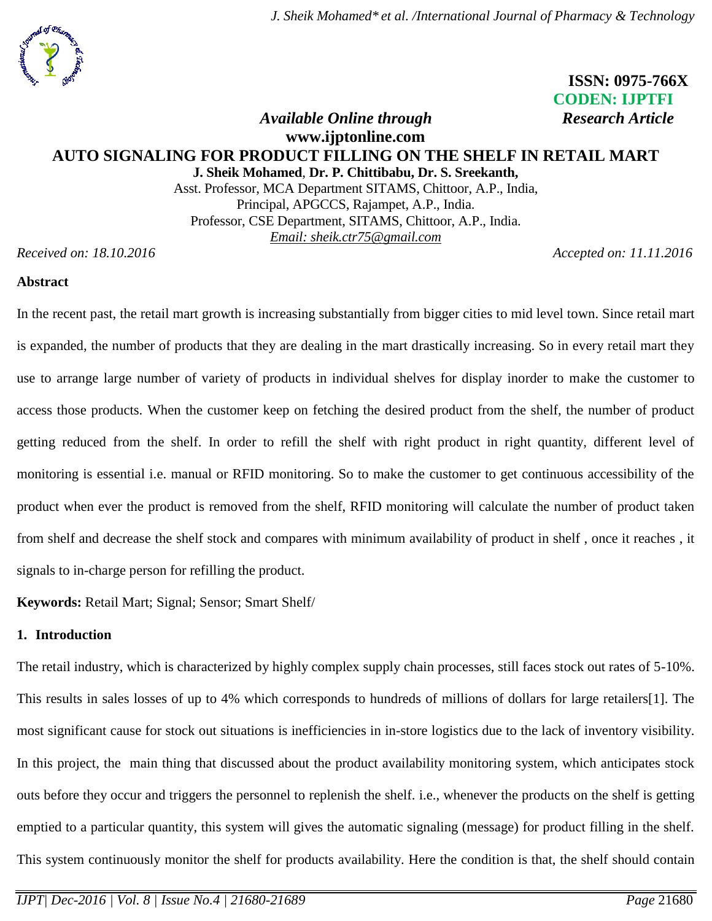ISSN: 0975-766X
CODEN: IJPTFI
*Available Online through* *Research Article*
**www.ijptonline.com**

# AUTO SIGNALING FOR PRODUCT FILLING ON THE SHELF IN RETAIL MART

**J. Sheik Mohamed**, **Dr. P. Chittibabu, Dr. S. Sreekanth,**

Asst. Professor, MCA Department SITAMS, Chittoor, A.P., India,
Principal, APGCCS, Rajampet, A.P., India.
Professor, CSE Department, SITAMS, Chittoor, A.P., India.
*Email: sheik.ctr75@gmail.com*

*Received on: 18.10.2016* *Accepted on: 11.11.2016*

## Abstract

In the recent past, the retail mart growth is increasing substantially from bigger cities to mid level town. Since retail mart is expanded, the number of products that they are dealing in the mart drastically increasing. So in every retail mart they use to arrange large number of variety of products in individual shelves for display inorder to make the customer to access those products. When the customer keep on fetching the desired product from the shelf, the number of product getting reduced from the shelf. In order to refill the shelf with right product in right quantity, different level of monitoring is essential i.e. manual or RFID monitoring. So to make the customer to get continuous accessibility of the product when ever the product is removed from the shelf, RFID monitoring will calculate the number of product taken from shelf and decrease the shelf stock and compares with minimum availability of product in shelf , once it reaches , it signals to in-charge person for refilling the product.

**Keywords:** Retail Mart; Signal; Sensor; Smart Shelf/

## 1. Introduction

The retail industry, which is characterized by highly complex supply chain processes, still faces stock out rates of 5-10%. This results in sales losses of up to 4% which corresponds to hundreds of millions of dollars for large retailers[1]. The most significant cause for stock out situations is inefficiencies in in-store logistics due to the lack of inventory visibility. In this project, the main thing that discussed about the product availability monitoring system, which anticipates stock outs before they occur and triggers the personnel to replenish the shelf. i.e., whenever the products on the shelf is getting emptied to a particular quantity, this system will gives the automatic signaling (message) for product filling in the shelf. This system continuously monitor the shelf for products availability. Here the condition is that, the shelf should contain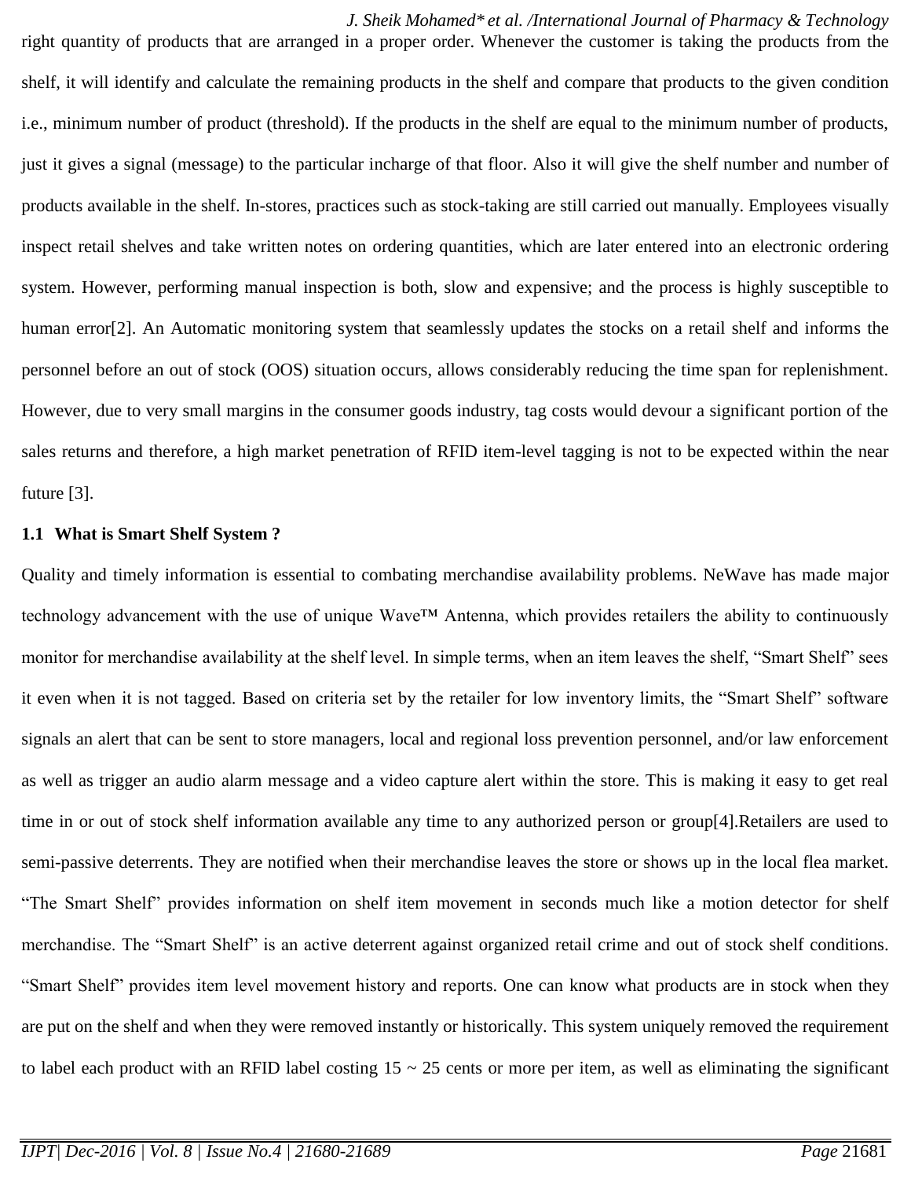right quantity of products that are arranged in a proper order. Whenever the customer is taking the products from the shelf, it will identify and calculate the remaining products in the shelf and compare that products to the given condition i.e., minimum number of product (threshold). If the products in the shelf are equal to the minimum number of products, just it gives a signal (message) to the particular incharge of that floor. Also it will give the shelf number and number of products available in the shelf. In-stores, practices such as stock-taking are still carried out manually. Employees visually inspect retail shelves and take written notes on ordering quantities, which are later entered into an electronic ordering system. However, performing manual inspection is both, slow and expensive; and the process is highly susceptible to human error[2]. An Automatic monitoring system that seamlessly updates the stocks on a retail shelf and informs the personnel before an out of stock (OOS) situation occurs, allows considerably reducing the time span for replenishment. However, due to very small margins in the consumer goods industry, tag costs would devour a significant portion of the sales returns and therefore, a high market penetration of RFID item-level tagging is not to be expected within the near future [3].

### 1.1 What is Smart Shelf System ?

Quality and timely information is essential to combating merchandise availability problems. NeWave has made major technology advancement with the use of unique Wave™ Antenna, which provides retailers the ability to continuously monitor for merchandise availability at the shelf level. In simple terms, when an item leaves the shelf, "Smart Shelf" sees it even when it is not tagged. Based on criteria set by the retailer for low inventory limits, the "Smart Shelf" software signals an alert that can be sent to store managers, local and regional loss prevention personnel, and/or law enforcement as well as trigger an audio alarm message and a video capture alert within the store. This is making it easy to get real time in or out of stock shelf information available any time to any authorized person or group[4].Retailers are used to semi-passive deterrents. They are notified when their merchandise leaves the store or shows up in the local flea market. "The Smart Shelf" provides information on shelf item movement in seconds much like a motion detector for shelf merchandise. The "Smart Shelf" is an active deterrent against organized retail crime and out of stock shelf conditions. "Smart Shelf" provides item level movement history and reports. One can know what products are in stock when they are put on the shelf and when they were removed instantly or historically. This system uniquely removed the requirement to label each product with an RFID label costing 15 ~ 25 cents or more per item, as well as eliminating the significant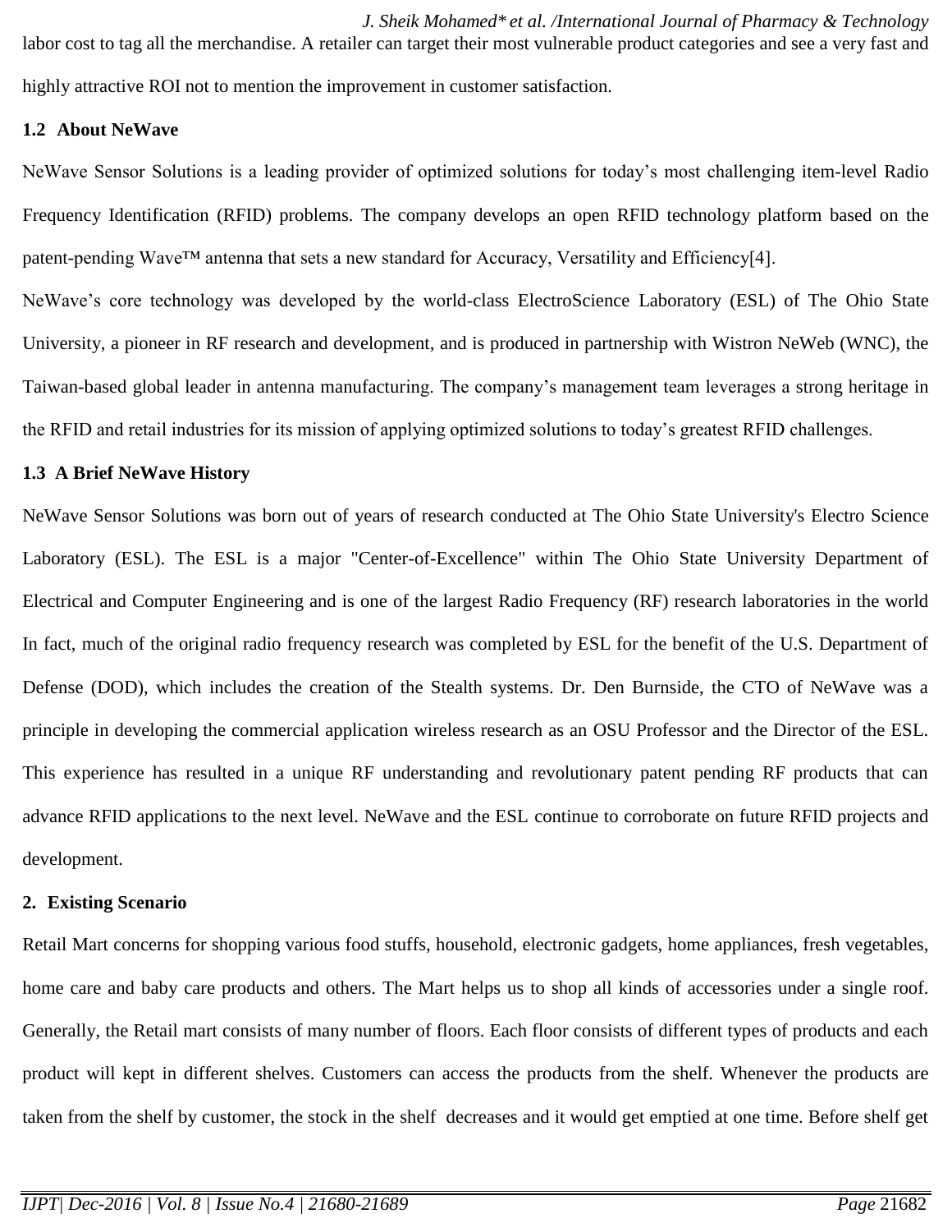labor cost to tag all the merchandise. A retailer can target their most vulnerable product categories and see a very fast and highly attractive ROI not to mention the improvement in customer satisfaction.

### 1.2 About NeWave

NeWave Sensor Solutions is a leading provider of optimized solutions for today's most challenging item-level Radio Frequency Identification (RFID) problems. The company develops an open RFID technology platform based on the patent-pending Wave™ antenna that sets a new standard for Accuracy, Versatility and Efficiency[4].

NeWave's core technology was developed by the world-class ElectroScience Laboratory (ESL) of The Ohio State University, a pioneer in RF research and development, and is produced in partnership with Wistron NeWeb (WNC), the Taiwan-based global leader in antenna manufacturing. The company's management team leverages a strong heritage in the RFID and retail industries for its mission of applying optimized solutions to today's greatest RFID challenges.

### 1.3 A Brief NeWave History

NeWave Sensor Solutions was born out of years of research conducted at The Ohio State University's Electro Science Laboratory (ESL). The ESL is a major "Center-of-Excellence" within The Ohio State University Department of Electrical and Computer Engineering and is one of the largest Radio Frequency (RF) research laboratories in the world In fact, much of the original radio frequency research was completed by ESL for the benefit of the U.S. Department of Defense (DOD), which includes the creation of the Stealth systems. Dr. Den Burnside, the CTO of NeWave was a principle in developing the commercial application wireless research as an OSU Professor and the Director of the ESL. This experience has resulted in a unique RF understanding and revolutionary patent pending RF products that can advance RFID applications to the next level. NeWave and the ESL continue to corroborate on future RFID projects and development.

## 2. Existing Scenario

Retail Mart concerns for shopping various food stuffs, household, electronic gadgets, home appliances, fresh vegetables, home care and baby care products and others. The Mart helps us to shop all kinds of accessories under a single roof. Generally, the Retail mart consists of many number of floors. Each floor consists of different types of products and each product will kept in different shelves. Customers can access the products from the shelf. Whenever the products are taken from the shelf by customer, the stock in the shelf decreases and it would get emptied at one time. Before shelf get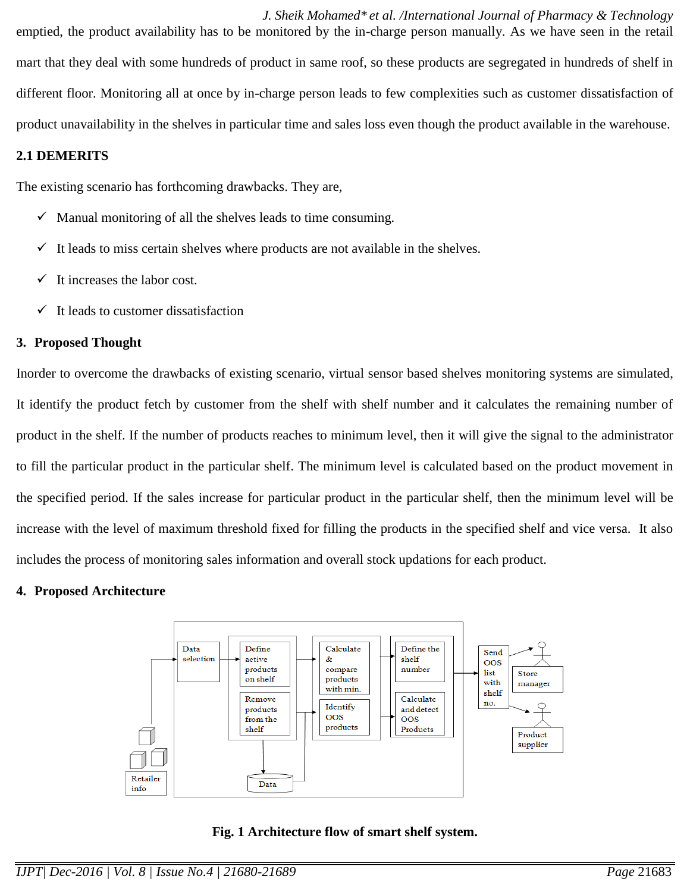emptied, the product availability has to be monitored by the in-charge person manually. As we have seen in the retail mart that they deal with some hundreds of product in same roof, so these products are segregated in hundreds of shelf in different floor. Monitoring all at once by in-charge person leads to few complexities such as customer dissatisfaction of product unavailability in the shelves in particular time and sales loss even though the product available in the warehouse.

## 2.1 DEMERITS

The existing scenario has forthcoming drawbacks. They are,

- ✓ Manual monitoring of all the shelves leads to time consuming.
- ✓ It leads to miss certain shelves where products are not available in the shelves.
- ✓ It increases the labor cost.
- ✓ It leads to customer dissatisfaction

## 3. Proposed Thought

Inorder to overcome the drawbacks of existing scenario, virtual sensor based shelves monitoring systems are simulated, It identify the product fetch by customer from the shelf with shelf number and it calculates the remaining number of product in the shelf. If the number of products reaches to minimum level, then it will give the signal to the administrator to fill the particular product in the particular shelf. The minimum level is calculated based on the product movement in the specified period. If the sales increase for particular product in the particular shelf, then the minimum level will be increase with the level of maximum threshold fixed for filling the products in the specified shelf and vice versa. It also includes the process of monitoring sales information and overall stock updations for each product.

## 4. Proposed Architecture

Retailer info → Data selection → Define active products on shelf / Remove products from the shelf → Data → Calculate & compare products with min. / Identify OOS products → Define the shelf number / Calculate and detect OOS Products → Send OOS list with shelf no. → Store manager / Product supplier

**Fig. 1 Architecture flow of smart shelf system.**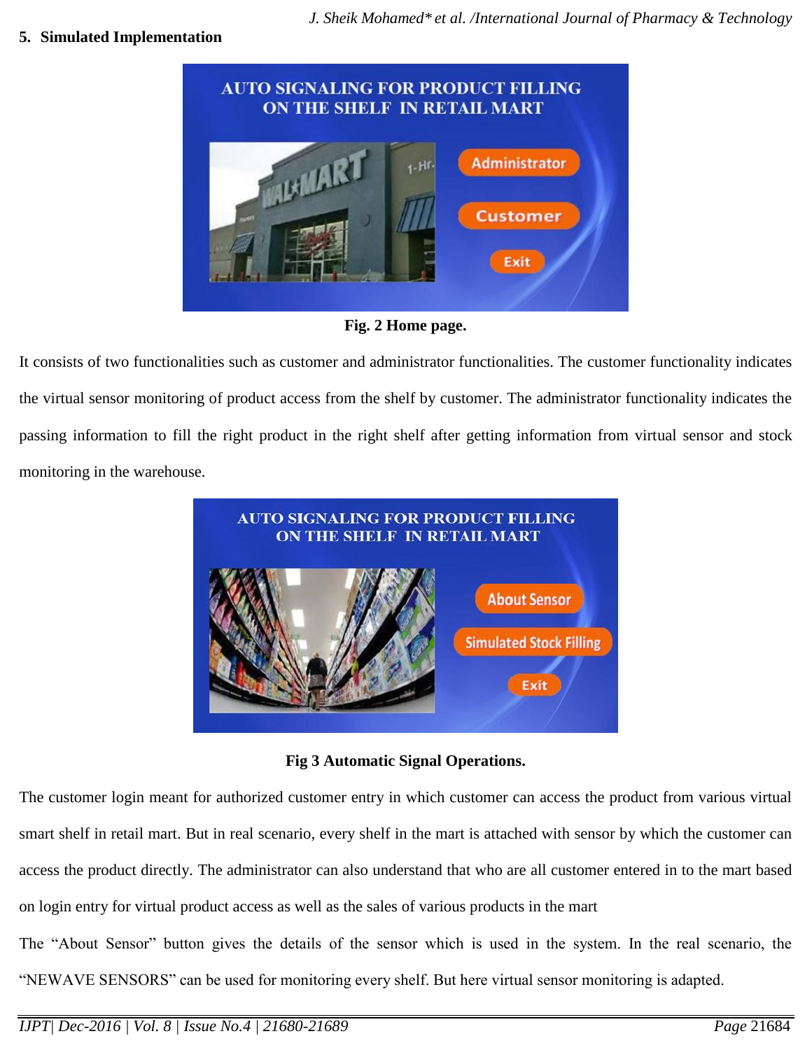## 5. Simulated Implementation

**Fig. 2 Home page.**

It consists of two functionalities such as customer and administrator functionalities. The customer functionality indicates the virtual sensor monitoring of product access from the shelf by customer. The administrator functionality indicates the passing information to fill the right product in the right shelf after getting information from virtual sensor and stock monitoring in the warehouse.

**Fig 3 Automatic Signal Operations.**

The customer login meant for authorized customer entry in which customer can access the product from various virtual smart shelf in retail mart. But in real scenario, every shelf in the mart is attached with sensor by which the customer can access the product directly. The administrator can also understand that who are all customer entered in to the mart based on login entry for virtual product access as well as the sales of various products in the mart

The "About Sensor" button gives the details of the sensor which is used in the system. In the real scenario, the "NEWAVE SENSORS" can be used for monitoring every shelf. But here virtual sensor monitoring is adapted.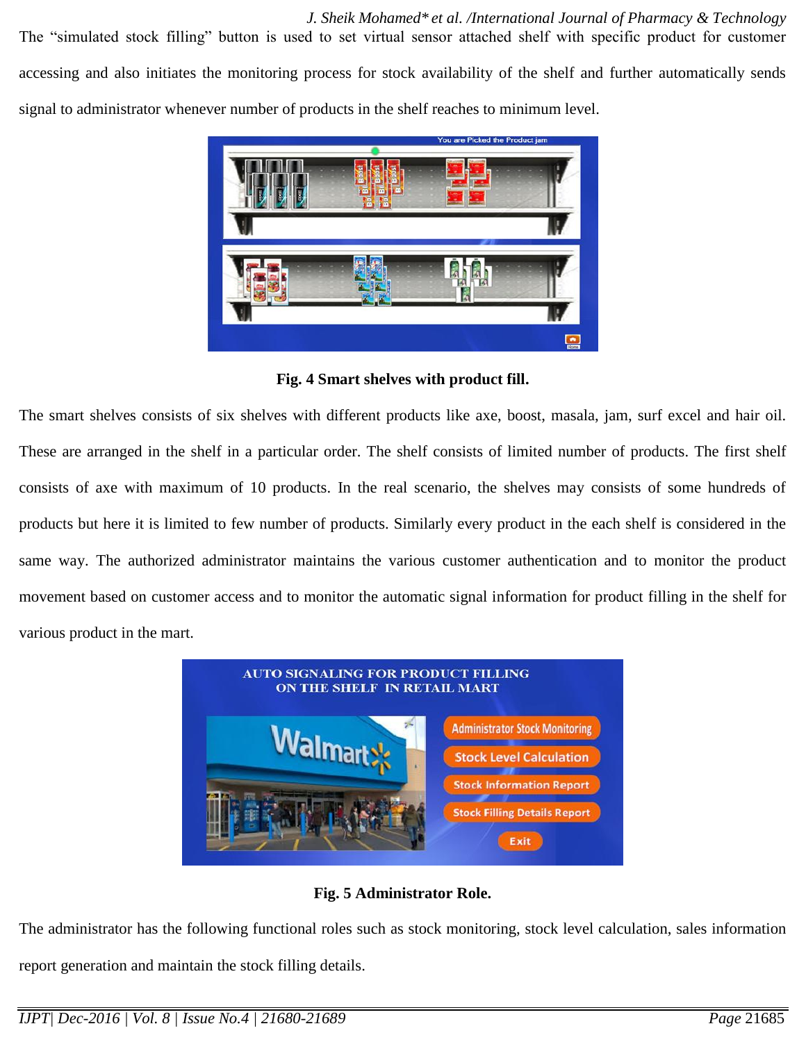The "simulated stock filling" button is used to set virtual sensor attached shelf with specific product for customer accessing and also initiates the monitoring process for stock availability of the shelf and further automatically sends signal to administrator whenever number of products in the shelf reaches to minimum level.

**Fig. 4 Smart shelves with product fill.**

The smart shelves consists of six shelves with different products like axe, boost, masala, jam, surf excel and hair oil. These are arranged in the shelf in a particular order. The shelf consists of limited number of products. The first shelf consists of axe with maximum of 10 products. In the real scenario, the shelves may consists of some hundreds of products but here it is limited to few number of products. Similarly every product in the each shelf is considered in the same way. The authorized administrator maintains the various customer authentication and to monitor the product movement based on customer access and to monitor the automatic signal information for product filling in the shelf for various product in the mart.

**Fig. 5 Administrator Role.**

The administrator has the following functional roles such as stock monitoring, stock level calculation, sales information report generation and maintain the stock filling details.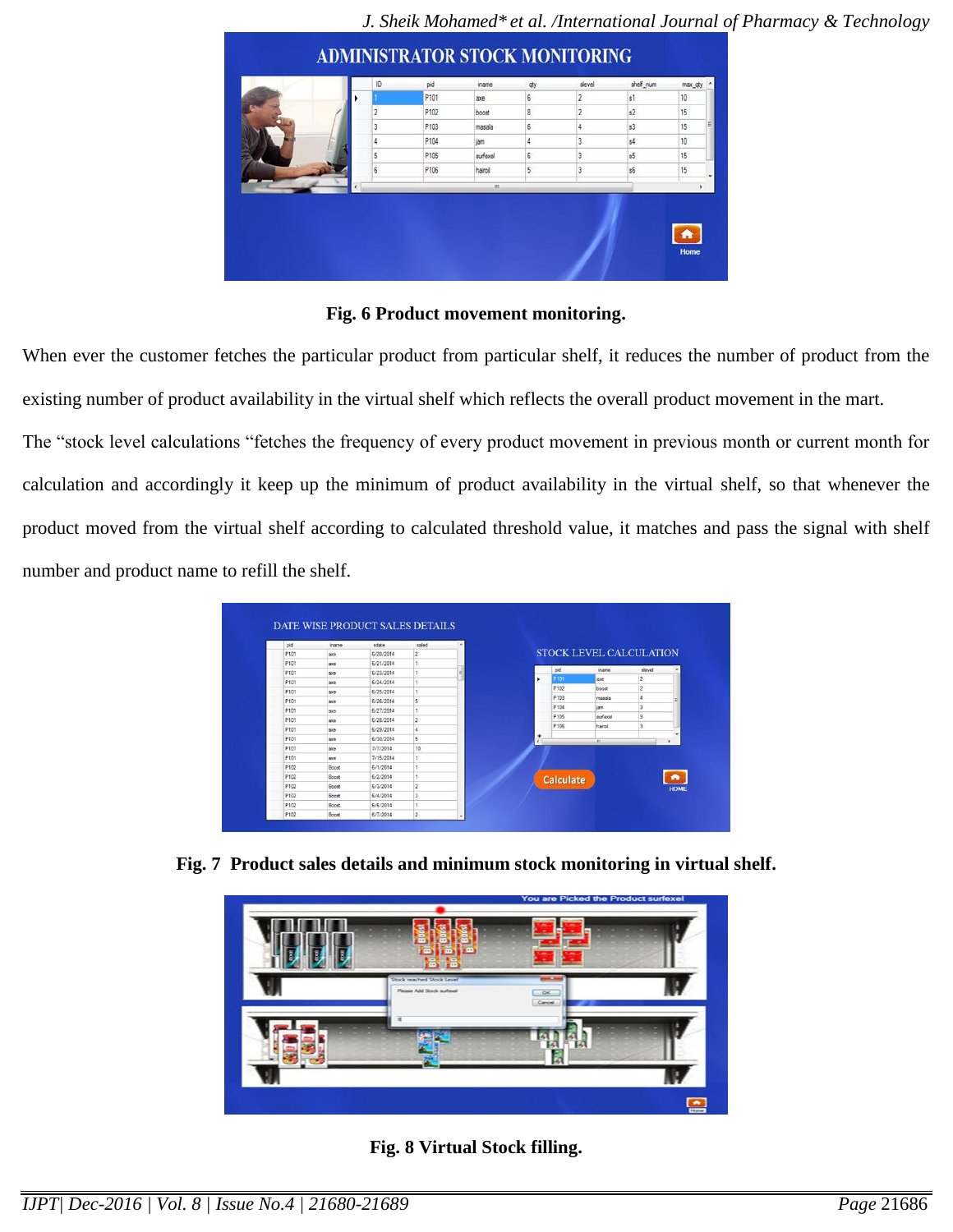**Fig. 6 Product movement monitoring.**

When ever the customer fetches the particular product from particular shelf, it reduces the number of product from the existing number of product availability in the virtual shelf which reflects the overall product movement in the mart.

The "stock level calculations "fetches the frequency of every product movement in previous month or current month for calculation and accordingly it keep up the minimum of product availability in the virtual shelf, so that whenever the product moved from the virtual shelf according to calculated threshold value, it matches and pass the signal with shelf number and product name to refill the shelf.

**Fig. 7 Product sales details and minimum stock monitoring in virtual shelf.**

**Fig. 8 Virtual Stock filling.**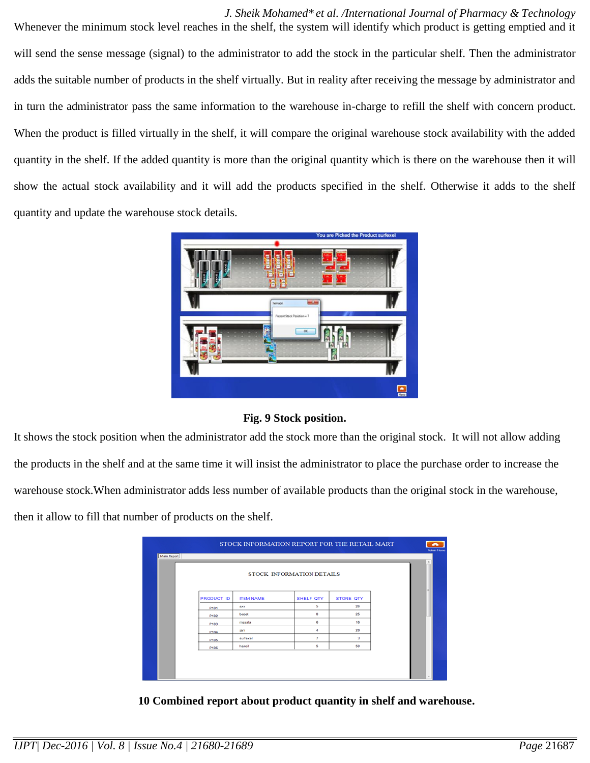Whenever the minimum stock level reaches in the shelf, the system will identify which product is getting emptied and it will send the sense message (signal) to the administrator to add the stock in the particular shelf. Then the administrator adds the suitable number of products in the shelf virtually. But in reality after receiving the message by administrator and in turn the administrator pass the same information to the warehouse in-charge to refill the shelf with concern product. When the product is filled virtually in the shelf, it will compare the original warehouse stock availability with the added quantity in the shelf. If the added quantity is more than the original quantity which is there on the warehouse then it will show the actual stock availability and it will add the products specified in the shelf. Otherwise it adds to the shelf quantity and update the warehouse stock details.

**Fig. 9 Stock position.**

It shows the stock position when the administrator add the stock more than the original stock. It will not allow adding the products in the shelf and at the same time it will insist the administrator to place the purchase order to increase the warehouse stock.When administrator adds less number of available products than the original stock in the warehouse, then it allow to fill that number of products on the shelf.

**10 Combined report about product quantity in shelf and warehouse.**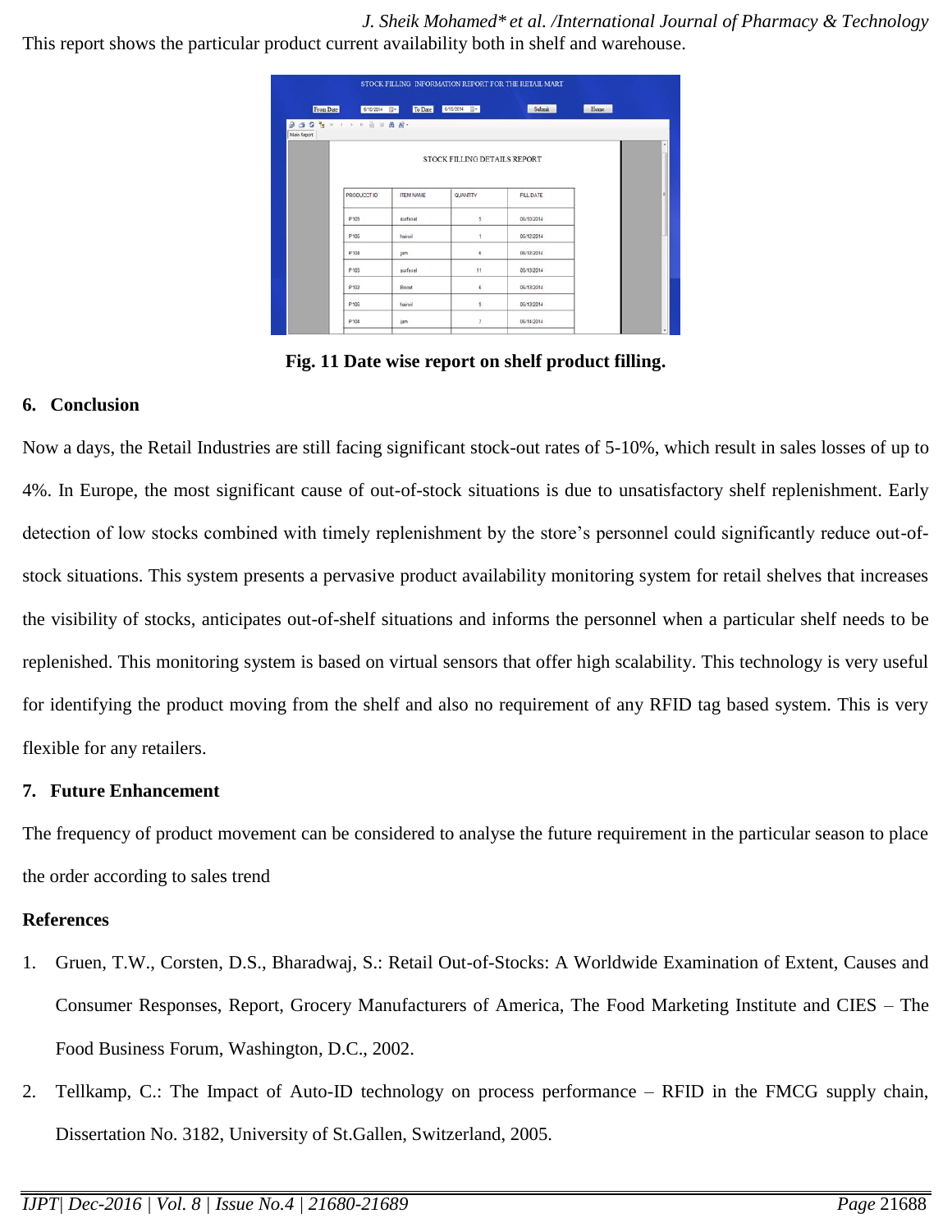This report shows the particular product current availability both in shelf and warehouse.

Fig. 11 Date wise report on shelf product filling.

## 6. Conclusion

Now a days, the Retail Industries are still facing significant stock-out rates of 5-10%, which result in sales losses of up to 4%. In Europe, the most significant cause of out-of-stock situations is due to unsatisfactory shelf replenishment. Early detection of low stocks combined with timely replenishment by the store's personnel could significantly reduce out-of-stock situations. This system presents a pervasive product availability monitoring system for retail shelves that increases the visibility of stocks, anticipates out-of-shelf situations and informs the personnel when a particular shelf needs to be replenished. This monitoring system is based on virtual sensors that offer high scalability. This technology is very useful for identifying the product moving from the shelf and also no requirement of any RFID tag based system. This is very flexible for any retailers.

## 7. Future Enhancement

The frequency of product movement can be considered to analyse the future requirement in the particular season to place the order according to sales trend

## References

1. Gruen, T.W., Corsten, D.S., Bharadwaj, S.: Retail Out-of-Stocks: A Worldwide Examination of Extent, Causes and Consumer Responses, Report, Grocery Manufacturers of America, The Food Marketing Institute and CIES – The Food Business Forum, Washington, D.C., 2002.
2. Tellkamp, C.: The Impact of Auto-ID technology on process performance – RFID in the FMCG supply chain, Dissertation No. 3182, University of St.Gallen, Switzerland, 2005.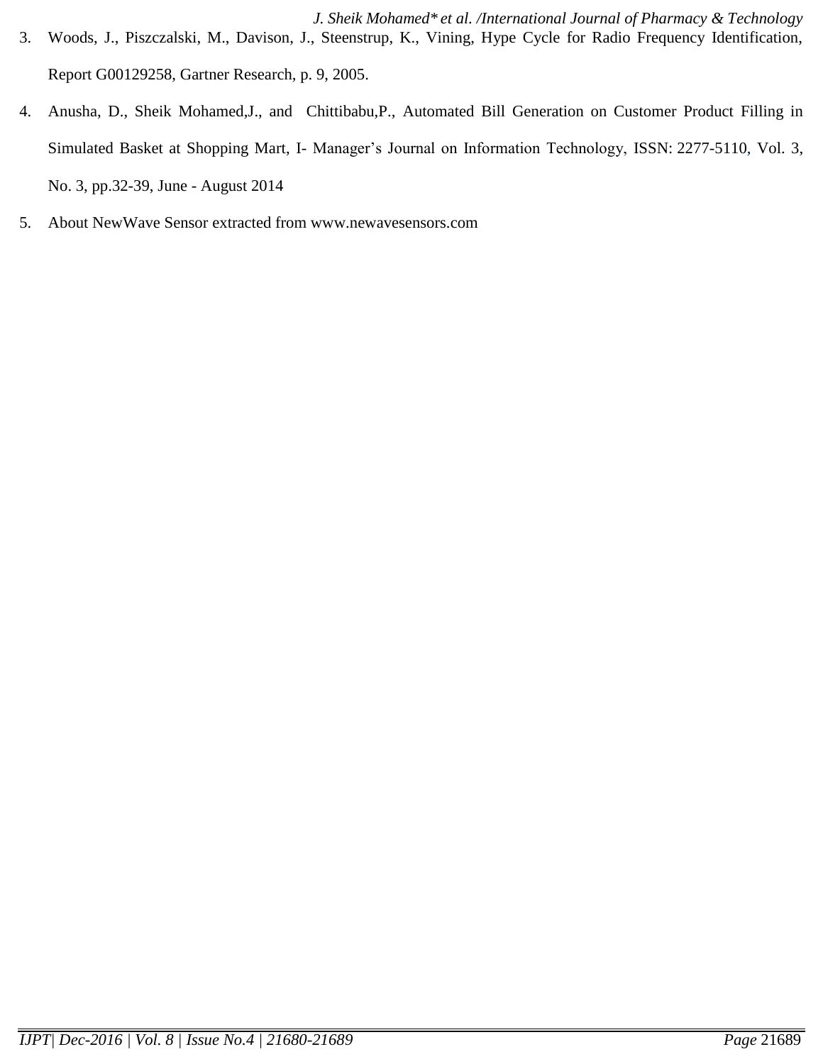3. Woods, J., Piszczalski, M., Davison, J., Steenstrup, K., Vining, Hype Cycle for Radio Frequency Identification, Report G00129258, Gartner Research, p. 9, 2005.
4. Anusha, D., Sheik Mohamed,J., and Chittibabu,P., Automated Bill Generation on Customer Product Filling in Simulated Basket at Shopping Mart, I- Manager's Journal on Information Technology, ISSN: 2277-5110, Vol. 3, No. 3, pp.32-39, June - August 2014
5. About NewWave Sensor extracted from www.newavesensors.com